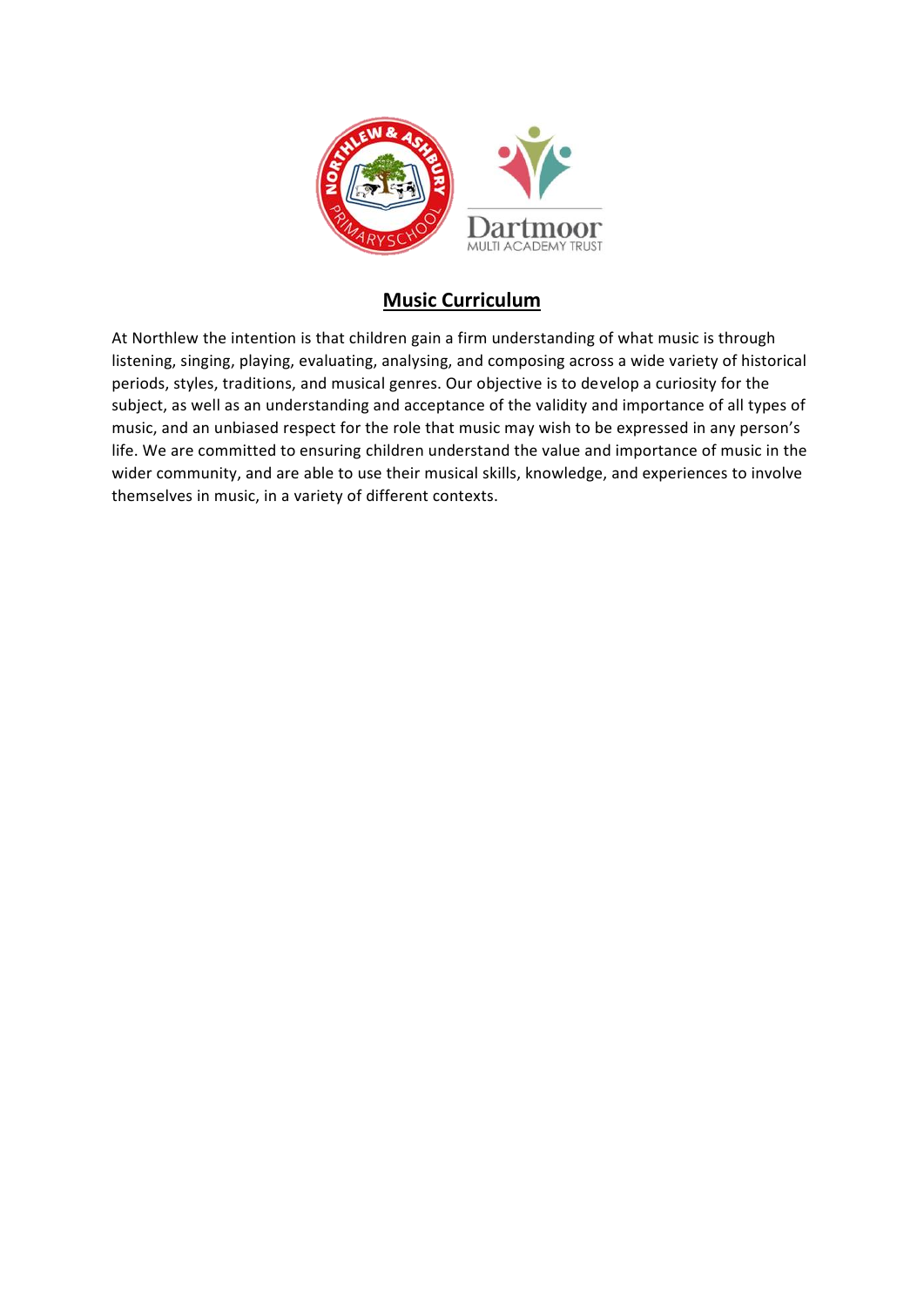# Music Curriculum

At Northlew the intention is that children gain a firm understanding of what music is through listening, singing, playing, evaluating, analysing, and composing across a wide variety of historical periods, styles, traditions, and musical genres. Our objective is to develop a curiosity for the subject, as well as an understanding and acceptance of the validity and importance of all types of music, and an unbiased respect for the role that music may wish to be expressed in any person's life. We are committed to ensuring children understand the value and importance of music in the wider community, and are able to use their musical skills, knowledge, and experiences to involve themselves in music, in a variety of different contexts.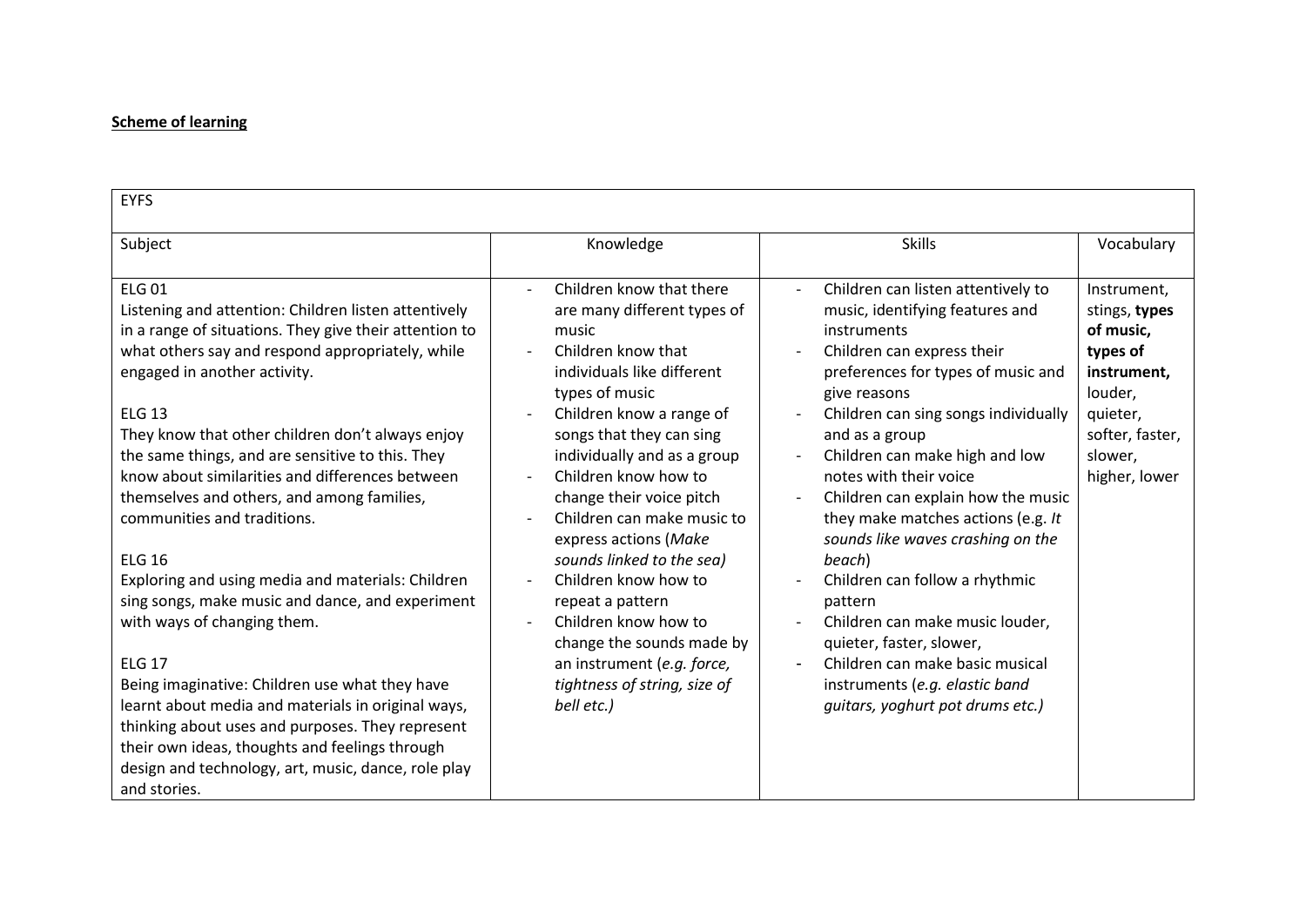**Scheme of learning**

| EYFS | | | |
|---|---|---|---|
| Subject | Knowledge | Skills | Vocabulary |
| ELG 01<br>Listening and attention: Children listen attentively in a range of situations. They give their attention to what others say and respond appropriately, while engaged in another activity.<br><br>ELG 13<br>They know that other children don't always enjoy the same things, and are sensitive to this. They know about similarities and differences between themselves and others, and among families, communities and traditions.<br><br>ELG 16<br>Exploring and using media and materials: Children sing songs, make music and dance, and experiment with ways of changing them.<br><br>ELG 17<br>Being imaginative: Children use what they have learnt about media and materials in original ways, thinking about uses and purposes. They represent their own ideas, thoughts and feelings through design and technology, art, music, dance, role play and stories. | - Children know that there are many different types of music<br>- Children know that individuals like different types of music<br>- Children know a range of songs that they can sing individually and as a group<br>- Children know how to change their voice pitch<br>- Children can make music to express actions (*Make sounds linked to the sea)*<br>- Children know how to repeat a pattern<br>- Children know how to change the sounds made by an instrument (*e.g. force, tightness of string, size of bell etc.)* | - Children can listen attentively to music, identifying features and instruments<br>- Children can express their preferences for types of music and give reasons<br>- Children can sing songs individually and as a group<br>- Children can make high and low notes with their voice<br>- Children can explain how the music they make matches actions (e.g. *It sounds like waves crashing on the beach*)<br>- Children can follow a rhythmic pattern<br>- Children can make music louder, quieter, faster, slower,<br>- Children can make basic musical instruments (*e.g. elastic band guitars, yoghurt pot drums etc.)* | Instrument, stings, **types of music, types of instrument,** louder, quieter, softer, faster, slower, higher, lower |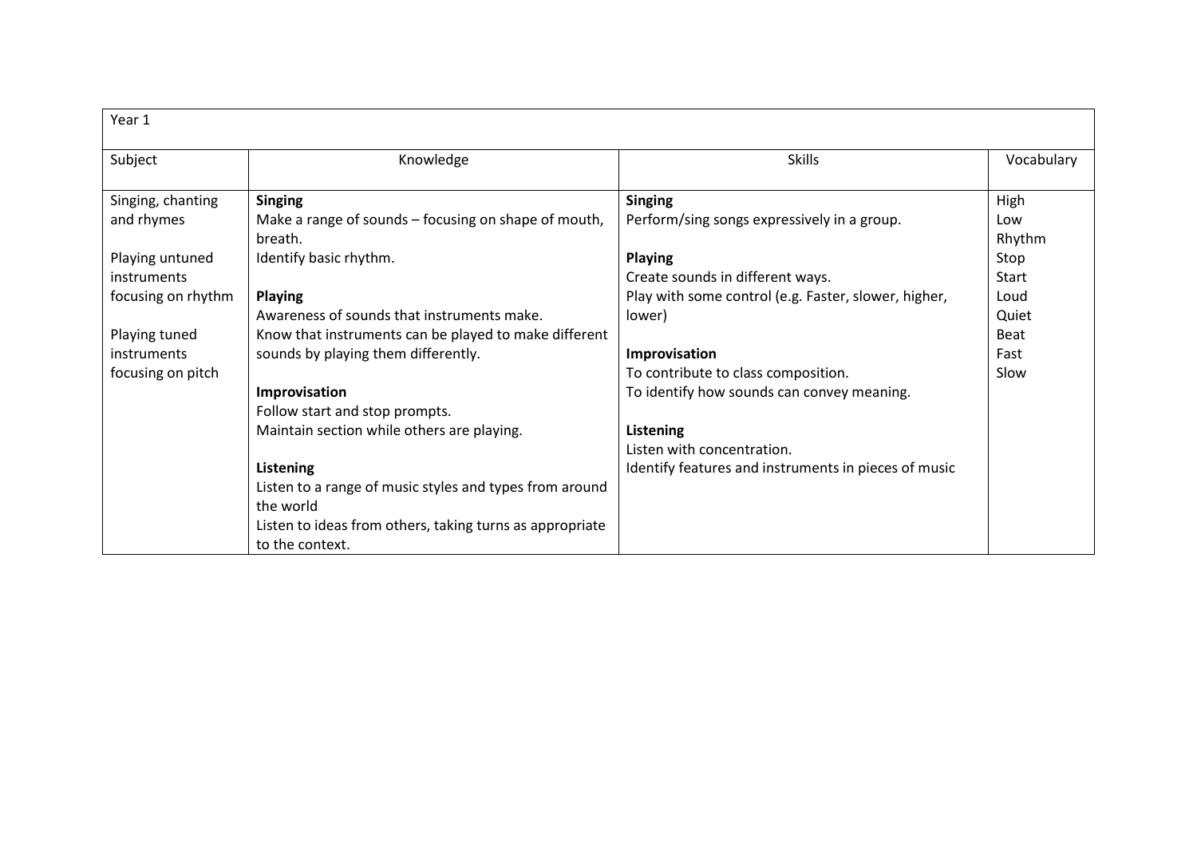| Year 1 | | | |
|---|---|---|---|
| Subject | Knowledge | Skills | Vocabulary |
| Singing, chanting and rhymes<br><br>Playing untuned instruments focusing on rhythm<br><br>Playing tuned instruments focusing on pitch | **Singing**<br>Make a range of sounds – focusing on shape of mouth, breath.<br>Identify basic rhythm.<br><br>**Playing**<br>Awareness of sounds that instruments make.<br>Know that instruments can be played to make different sounds by playing them differently.<br><br>**Improvisation**<br>Follow start and stop prompts.<br>Maintain section while others are playing.<br><br>**Listening**<br>Listen to a range of music styles and types from around the world<br>Listen to ideas from others, taking turns as appropriate to the context. | **Singing**<br>Perform/sing songs expressively in a group.<br><br>**Playing**<br>Create sounds in different ways.<br>Play with some control (e.g. Faster, slower, higher, lower)<br><br>**Improvisation**<br>To contribute to class composition.<br>To identify how sounds can convey meaning.<br><br>**Listening**<br>Listen with concentration.<br>Identify features and instruments in pieces of music | High<br>Low<br>Rhythm<br>Stop<br>Start<br>Loud<br>Quiet<br>Beat<br>Fast<br>Slow |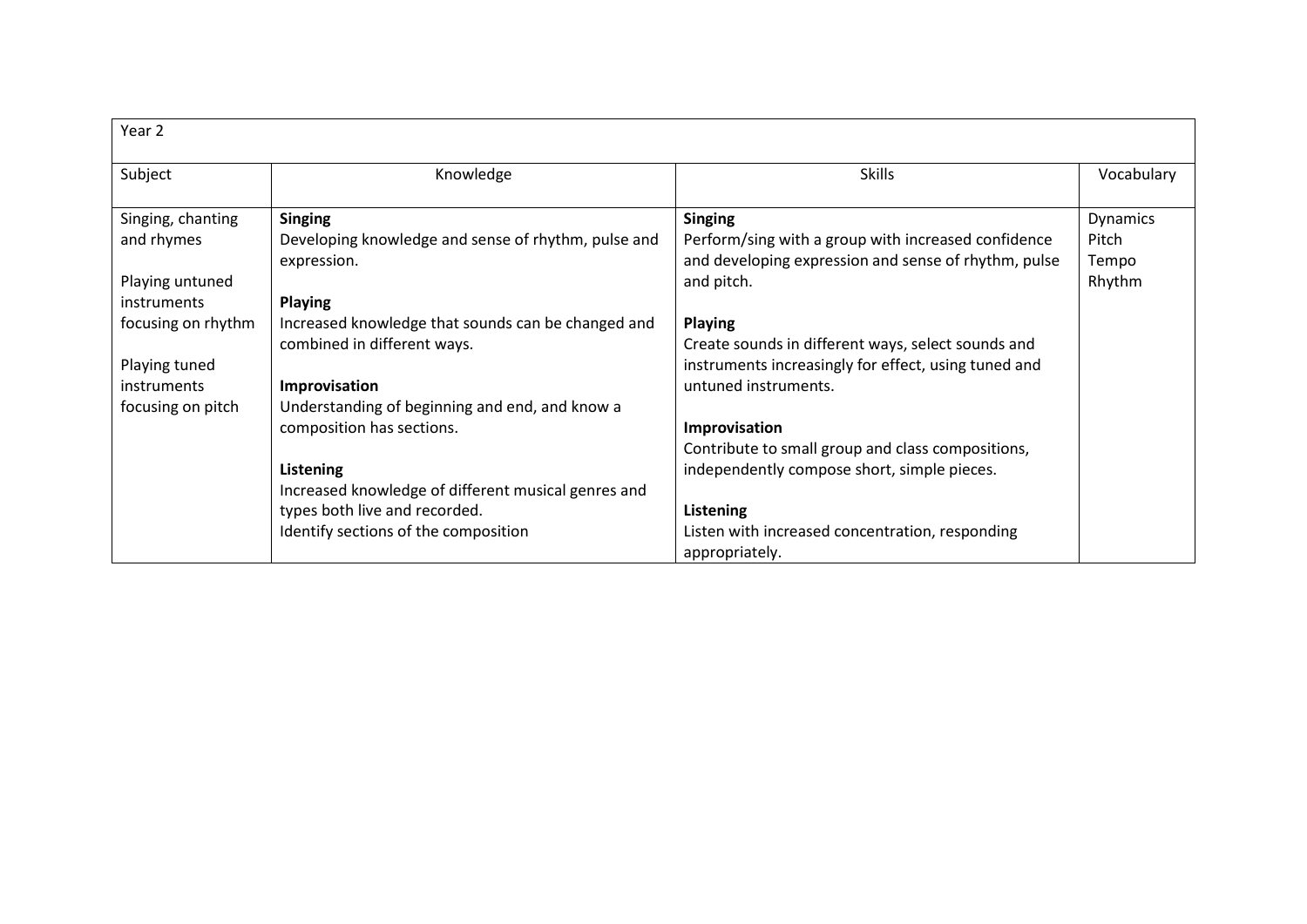| Year 2 | | | |
|---|---|---|---|
| Subject | Knowledge | Skills | Vocabulary |
| Singing, chanting and rhymes<br><br>Playing untuned instruments focusing on rhythm<br><br>Playing tuned instruments focusing on pitch | **Singing**<br>Developing knowledge and sense of rhythm, pulse and expression.<br><br>**Playing**<br>Increased knowledge that sounds can be changed and combined in different ways.<br><br>**Improvisation**<br>Understanding of beginning and end, and know a composition has sections.<br><br>**Listening**<br>Increased knowledge of different musical genres and types both live and recorded.<br>Identify sections of the composition | **Singing**<br>Perform/sing with a group with increased confidence and developing expression and sense of rhythm, pulse and pitch.<br><br>**Playing**<br>Create sounds in different ways, select sounds and instruments increasingly for effect, using tuned and untuned instruments.<br><br>**Improvisation**<br>Contribute to small group and class compositions, independently compose short, simple pieces.<br><br>**Listening**<br>Listen with increased concentration, responding appropriately. | Dynamics<br>Pitch<br>Tempo<br>Rhythm |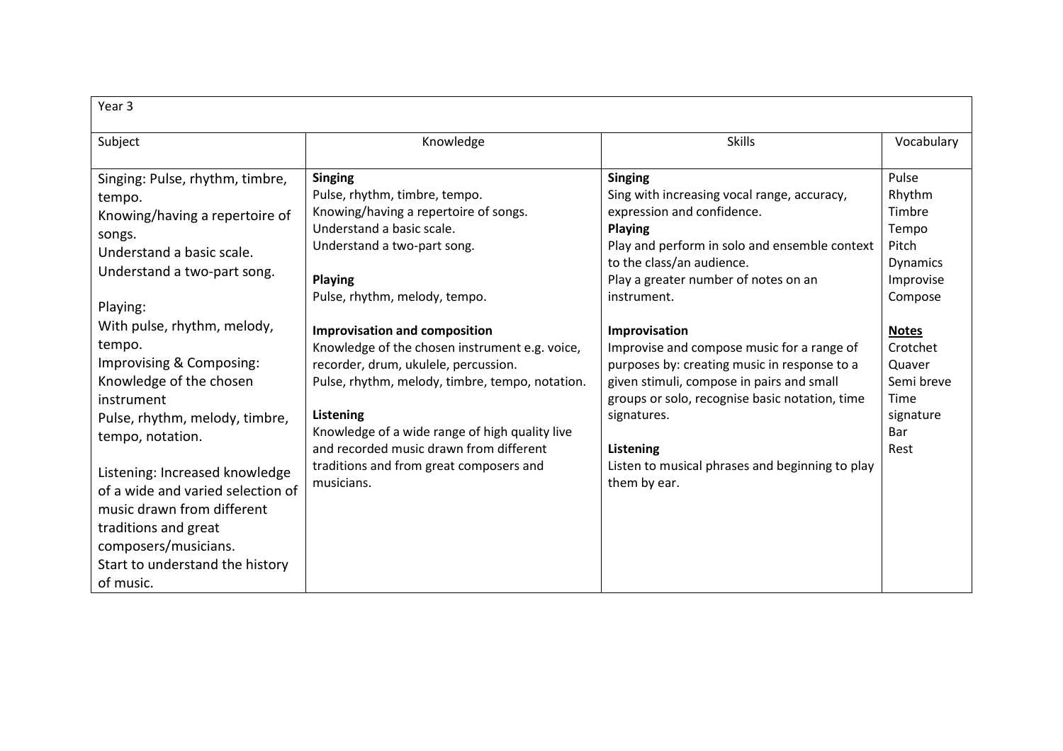| Year 3 | | | |
|---|---|---|---|
| Subject | Knowledge | Skills | Vocabulary |
| Singing: Pulse, rhythm, timbre, tempo.<br>Knowing/having a repertoire of songs.<br>Understand a basic scale.<br>Understand a two-part song.<br><br>Playing:<br>With pulse, rhythm, melody, tempo.<br>Improvising & Composing: Knowledge of the chosen instrument<br>Pulse, rhythm, melody, timbre, tempo, notation.<br><br>Listening: Increased knowledge of a wide and varied selection of music drawn from different traditions and great composers/musicians.<br>Start to understand the history of music. | **Singing**<br>Pulse, rhythm, timbre, tempo.<br>Knowing/having a repertoire of songs.<br>Understand a basic scale.<br>Understand a two-part song.<br><br>**Playing**<br>Pulse, rhythm, melody, tempo.<br><br>**Improvisation and composition**<br>Knowledge of the chosen instrument e.g. voice, recorder, drum, ukulele, percussion.<br>Pulse, rhythm, melody, timbre, tempo, notation.<br><br>**Listening**<br>Knowledge of a wide range of high quality live and recorded music drawn from different traditions and from great composers and musicians. | **Singing**<br>Sing with increasing vocal range, accuracy, expression and confidence.<br>**Playing**<br>Play and perform in solo and ensemble context to the class/an audience.<br>Play a greater number of notes on an instrument.<br><br>**Improvisation**<br>Improvise and compose music for a range of purposes by: creating music in response to a given stimuli, compose in pairs and small groups or solo, recognise basic notation, time signatures.<br><br>**Listening**<br>Listen to musical phrases and beginning to play them by ear. | Pulse<br>Rhythm<br>Timbre<br>Tempo<br>Pitch<br>Dynamics<br>Improvise<br>Compose<br><br>**Notes**<br>Crotchet<br>Quaver<br>Semi breve<br>Time signature<br>Bar<br>Rest |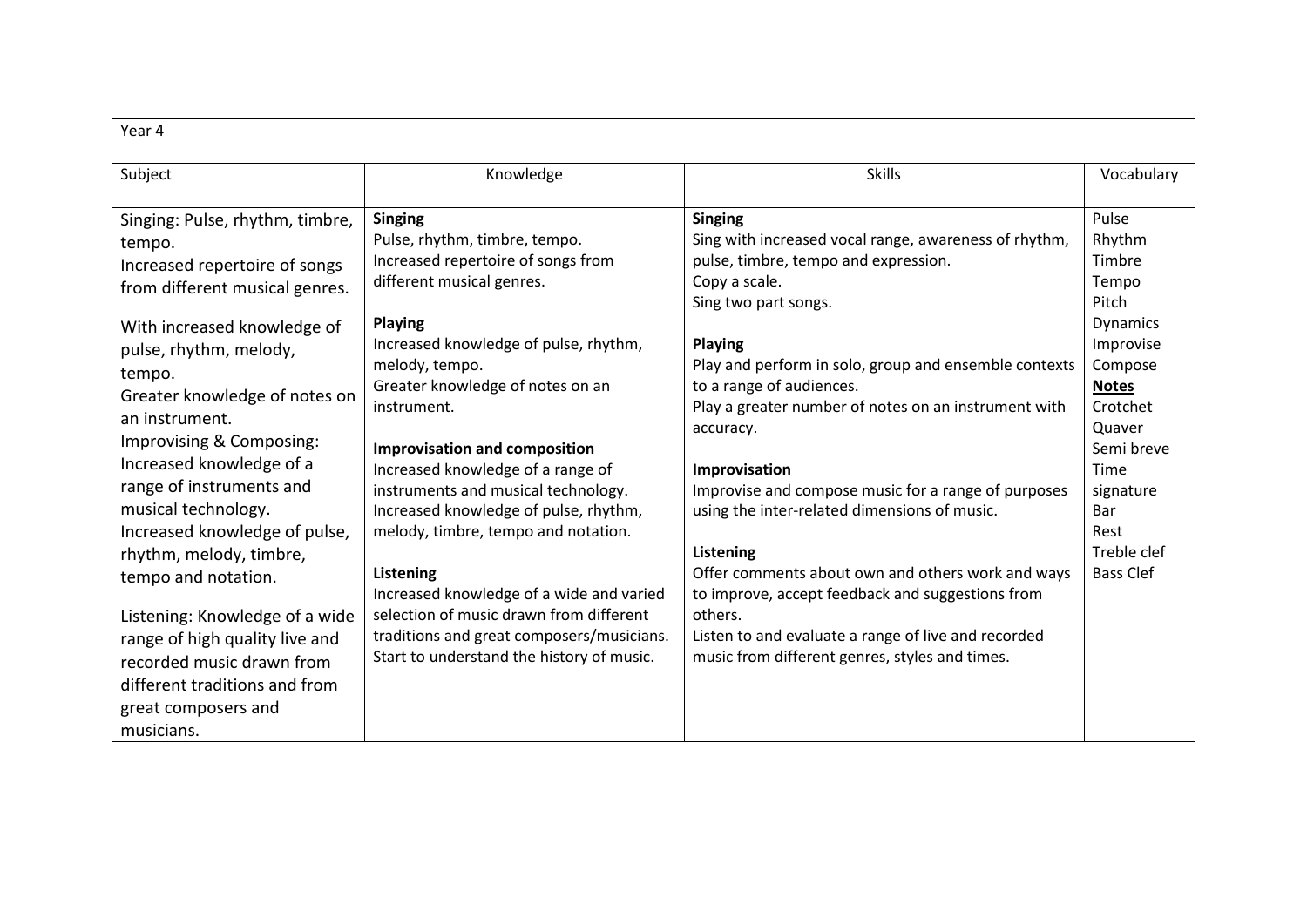| Year 4 | | | |
|---|---|---|---|
| Subject | Knowledge | Skills | Vocabulary |
| Singing: Pulse, rhythm, timbre, tempo.<br>Increased repertoire of songs from different musical genres.<br><br>With increased knowledge of pulse, rhythm, melody, tempo.<br>Greater knowledge of notes on an instrument.<br>Improvising & Composing: Increased knowledge of a range of instruments and musical technology.<br>Increased knowledge of pulse, rhythm, melody, timbre, tempo and notation.<br><br>Listening: Knowledge of a wide range of high quality live and recorded music drawn from different traditions and from great composers and musicians. | **Singing**<br>Pulse, rhythm, timbre, tempo.<br>Increased repertoire of songs from different musical genres.<br><br>**Playing**<br>Increased knowledge of pulse, rhythm, melody, tempo.<br>Greater knowledge of notes on an instrument.<br><br>**Improvisation and composition**<br>Increased knowledge of a range of instruments and musical technology.<br>Increased knowledge of pulse, rhythm, melody, timbre, tempo and notation.<br><br>**Listening**<br>Increased knowledge of a wide and varied selection of music drawn from different traditions and great composers/musicians.<br>Start to understand the history of music. | **Singing**<br>Sing with increased vocal range, awareness of rhythm, pulse, timbre, tempo and expression.<br>Copy a scale.<br>Sing two part songs.<br><br>**Playing**<br>Play and perform in solo, group and ensemble contexts to a range of audiences.<br>Play a greater number of notes on an instrument with accuracy.<br><br>**Improvisation**<br>Improvise and compose music for a range of purposes using the inter-related dimensions of music.<br><br>**Listening**<br>Offer comments about own and others work and ways to improve, accept feedback and suggestions from others.<br>Listen to and evaluate a range of live and recorded music from different genres, styles and times. | Pulse<br>Rhythm<br>Timbre<br>Tempo<br>Pitch<br>Dynamics<br>Improvise<br>Compose<br>**<u>Notes</u>**<br>Crotchet<br>Quaver<br>Semi breve<br>Time signature<br>Bar<br>Rest<br>Treble clef<br>Bass Clef |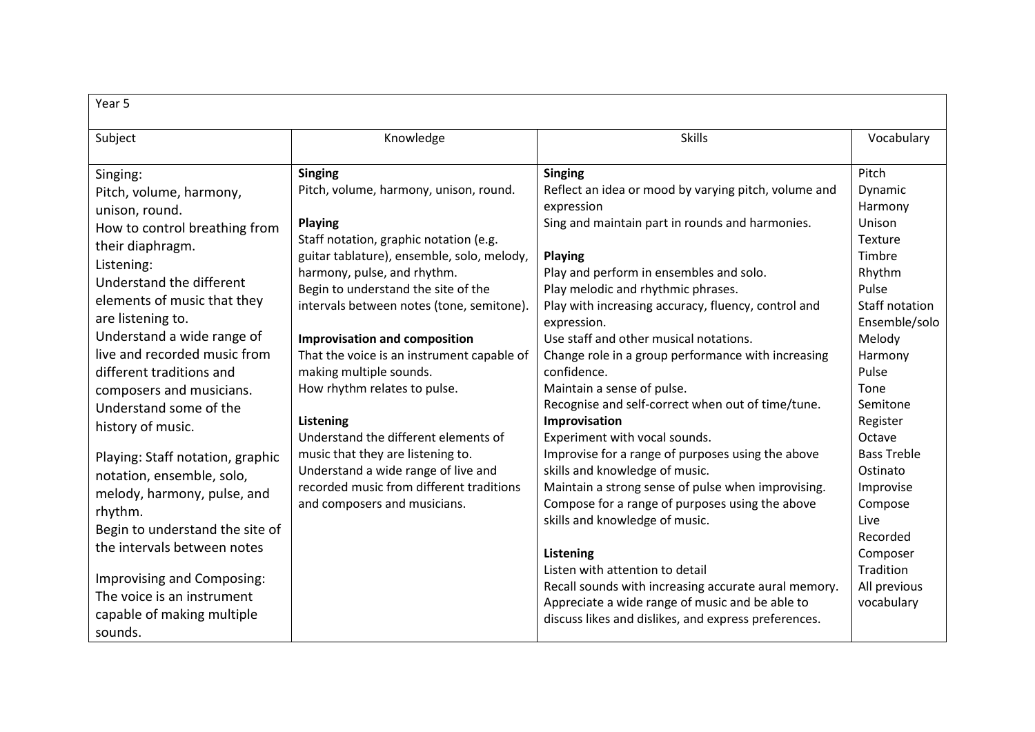| Year 5 | | | |
|---|---|---|---|
| Subject | Knowledge | Skills | Vocabulary |
| Singing:<br>Pitch, volume, harmony, unison, round.<br>How to control breathing from their diaphragm.<br>Listening:<br>Understand the different elements of music that they are listening to.<br>Understand a wide range of live and recorded music from different traditions and composers and musicians.<br>Understand some of the history of music.<br><br>Playing: Staff notation, graphic notation, ensemble, solo, melody, harmony, pulse, and rhythm.<br>Begin to understand the site of the intervals between notes<br><br>Improvising and Composing:<br>The voice is an instrument capable of making multiple sounds. | **Singing**<br>Pitch, volume, harmony, unison, round.<br><br>**Playing**<br>Staff notation, graphic notation (e.g. guitar tablature), ensemble, solo, melody, harmony, pulse, and rhythm.<br>Begin to understand the site of the intervals between notes (tone, semitone).<br><br>**Improvisation and composition**<br>That the voice is an instrument capable of making multiple sounds.<br>How rhythm relates to pulse.<br><br>**Listening**<br>Understand the different elements of music that they are listening to.<br>Understand a wide range of live and recorded music from different traditions and composers and musicians. | **Singing**<br>Reflect an idea or mood by varying pitch, volume and expression<br>Sing and maintain part in rounds and harmonies.<br><br>**Playing**<br>Play and perform in ensembles and solo.<br>Play melodic and rhythmic phrases.<br>Play with increasing accuracy, fluency, control and expression.<br>Use staff and other musical notations.<br>Change role in a group performance with increasing confidence.<br>Maintain a sense of pulse.<br>Recognise and self-correct when out of time/tune.<br>**Improvisation**<br>Experiment with vocal sounds.<br>Improvise for a range of purposes using the above skills and knowledge of music.<br>Maintain a strong sense of pulse when improvising.<br>Compose for a range of purposes using the above skills and knowledge of music.<br><br>**Listening**<br>Listen with attention to detail<br>Recall sounds with increasing accurate aural memory.<br>Appreciate a wide range of music and be able to discuss likes and dislikes, and express preferences. | Pitch<br>Dynamic<br>Harmony<br>Unison<br>Texture<br>Timbre<br>Rhythm<br>Pulse<br>Staff notation<br>Ensemble/solo<br>Melody<br>Harmony<br>Pulse<br>Tone<br>Semitone<br>Register<br>Octave<br>Bass Treble<br>Ostinato<br>Improvise<br>Compose<br>Live<br>Recorded<br>Composer<br>Tradition<br>All previous vocabulary |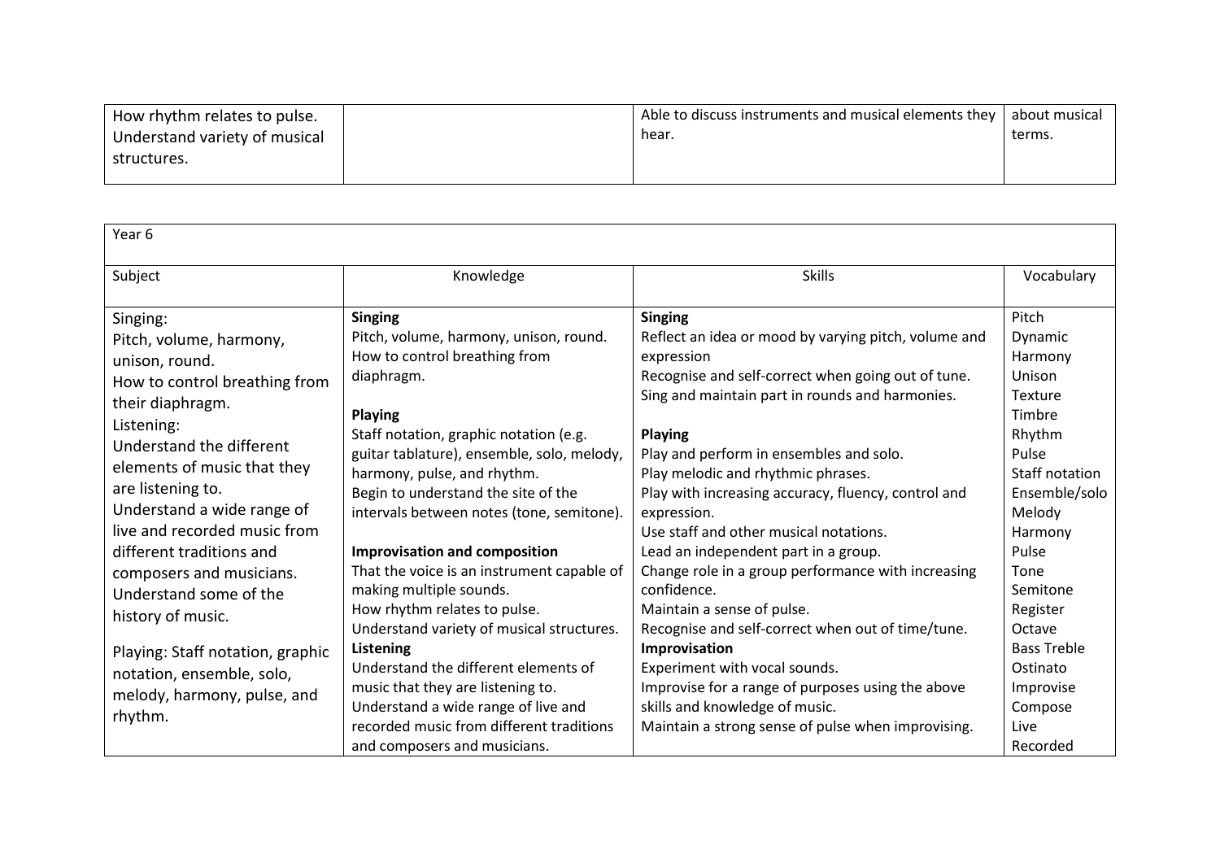| | | | |
|---|---|---|---|
| How rhythm relates to pulse.<br>Understand variety of musical structures. | | Able to discuss instruments and musical elements they hear. | about musical terms. |

| Year 6 | | | |
|---|---|---|---|
| Subject | Knowledge | Skills | Vocabulary |
| Singing:<br>Pitch, volume, harmony, unison, round.<br>How to control breathing from their diaphragm.<br>Listening:<br>Understand the different elements of music that they are listening to.<br>Understand a wide range of live and recorded music from different traditions and composers and musicians.<br>Understand some of the history of music.<br><br>Playing: Staff notation, graphic notation, ensemble, solo, melody, harmony, pulse, and rhythm. | **Singing**<br>Pitch, volume, harmony, unison, round.<br>How to control breathing from diaphragm.<br><br>**Playing**<br>Staff notation, graphic notation (e.g. guitar tablature), ensemble, solo, melody, harmony, pulse, and rhythm.<br>Begin to understand the site of the intervals between notes (tone, semitone).<br><br>**Improvisation and composition**<br>That the voice is an instrument capable of making multiple sounds.<br>How rhythm relates to pulse.<br>Understand variety of musical structures.<br>**Listening**<br>Understand the different elements of music that they are listening to.<br>Understand a wide range of live and recorded music from different traditions and composers and musicians. | **Singing**<br>Reflect an idea or mood by varying pitch, volume and expression<br>Recognise and self-correct when going out of tune.<br>Sing and maintain part in rounds and harmonies.<br><br>**Playing**<br>Play and perform in ensembles and solo.<br>Play melodic and rhythmic phrases.<br>Play with increasing accuracy, fluency, control and expression.<br>Use staff and other musical notations.<br>Lead an independent part in a group.<br>Change role in a group performance with increasing confidence.<br>Maintain a sense of pulse.<br>Recognise and self-correct when out of time/tune.<br>**Improvisation**<br>Experiment with vocal sounds.<br>Improvise for a range of purposes using the above skills and knowledge of music.<br>Maintain a strong sense of pulse when improvising. | Pitch<br>Dynamic<br>Harmony<br>Unison<br>Texture<br>Timbre<br>Rhythm<br>Pulse<br>Staff notation<br>Ensemble/solo<br>Melody<br>Harmony<br>Pulse<br>Tone<br>Semitone<br>Register<br>Octave<br>Bass Treble<br>Ostinato<br>Improvise<br>Compose<br>Live<br>Recorded |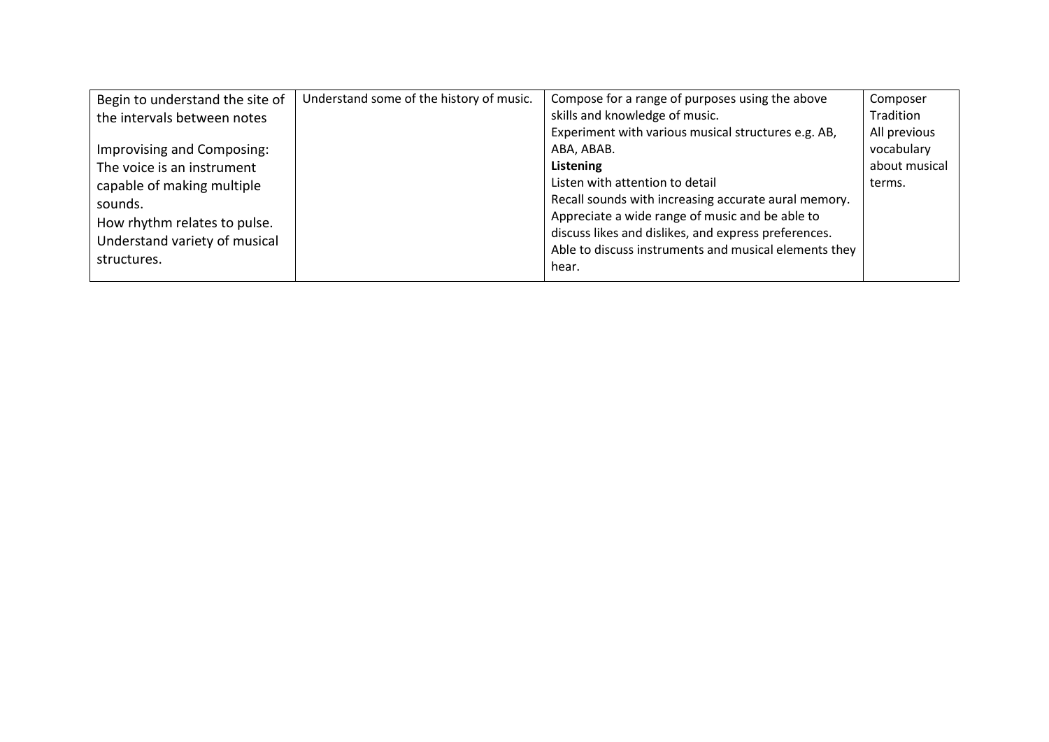| | | | |
|---|---|---|---|
| Begin to understand the site of the intervals between notes<br><br>Improvising and Composing:<br>The voice is an instrument capable of making multiple sounds.<br>How rhythm relates to pulse.<br>Understand variety of musical structures. | Understand some of the history of music. | Compose for a range of purposes using the above skills and knowledge of music.<br>Experiment with various musical structures e.g. AB, ABA, ABAB.<br>**Listening**<br>Listen with attention to detail<br>Recall sounds with increasing accurate aural memory.<br>Appreciate a wide range of music and be able to discuss likes and dislikes, and express preferences.<br>Able to discuss instruments and musical elements they hear. | Composer<br>Tradition<br>All previous vocabulary about musical terms. |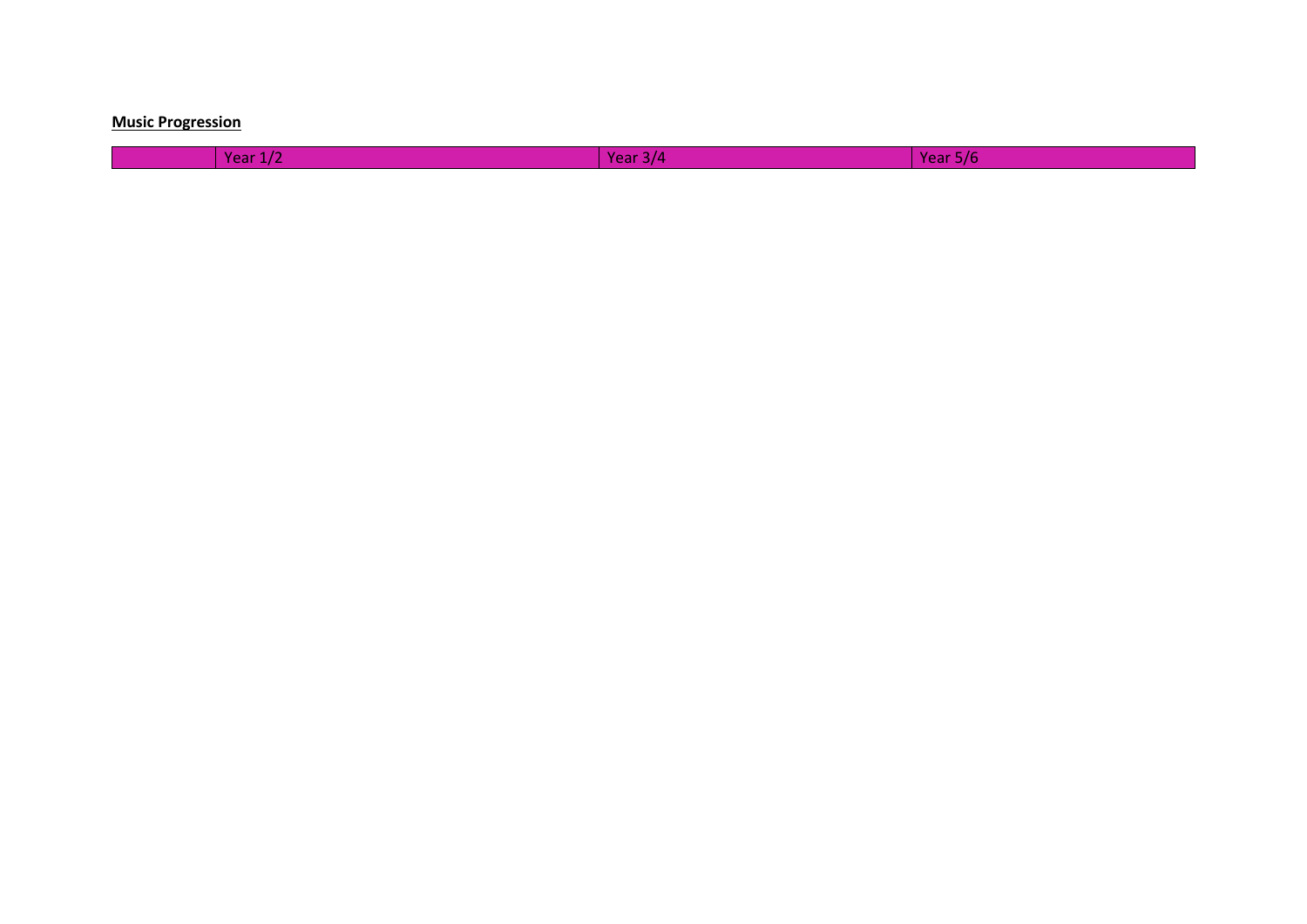**Music Progression**

| | Year 1/2 | Year 3/4 | Year 5/6 |
|---|---|---|---|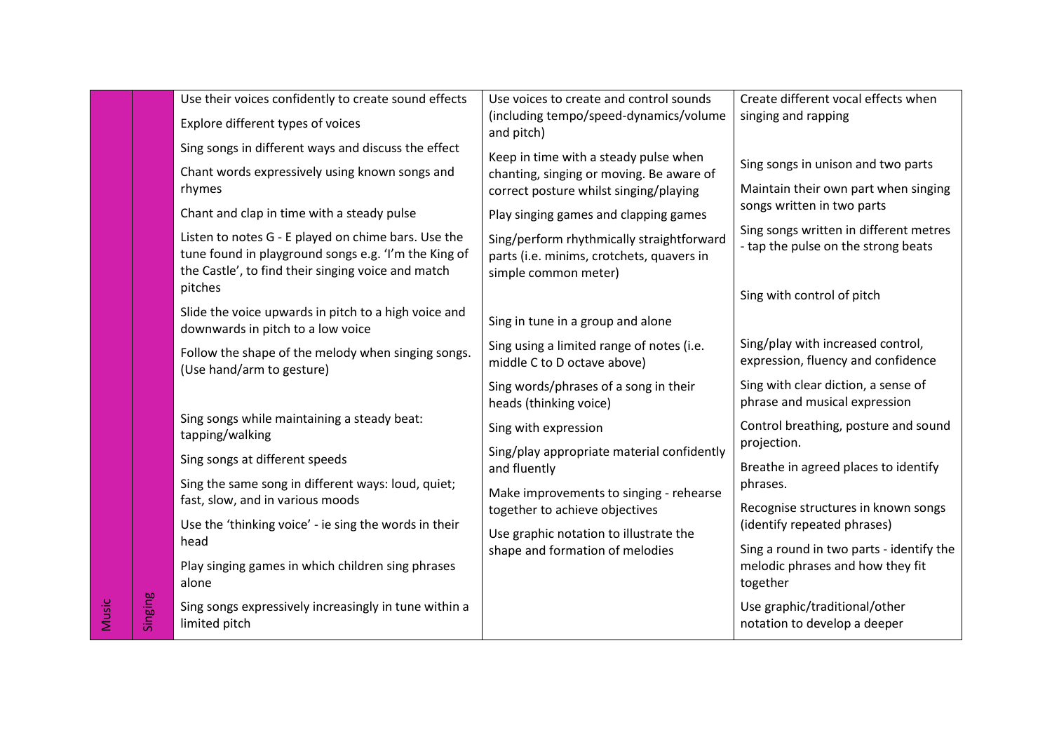| Music | Singing | Use their voices confidently to create sound effects<br>Explore different types of voices<br>Sing songs in different ways and discuss the effect<br>Chant words expressively using known songs and rhymes<br>Chant and clap in time with a steady pulse<br>Listen to notes G - E played on chime bars. Use the tune found in playground songs e.g. 'I'm the King of the Castle', to find their singing voice and match pitches<br>Slide the voice upwards in pitch to a high voice and downwards in pitch to a low voice<br>Follow the shape of the melody when singing songs. (Use hand/arm to gesture)<br>Sing songs while maintaining a steady beat: tapping/walking<br>Sing songs at different speeds<br>Sing the same song in different ways: loud, quiet; fast, slow, and in various moods<br>Use the 'thinking voice' - ie sing the words in their head<br>Play singing games in which children sing phrases alone<br>Sing songs expressively increasingly in tune within a limited pitch | Use voices to create and control sounds (including tempo/speed-dynamics/volume and pitch)<br>Keep in time with a steady pulse when chanting, singing or moving. Be aware of correct posture whilst singing/playing<br>Play singing games and clapping games<br>Sing/perform rhythmically straightforward parts (i.e. minims, crotchets, quavers in simple common meter)<br>Sing in tune in a group and alone<br>Sing using a limited range of notes (i.e. middle C to D octave above)<br>Sing words/phrases of a song in their heads (thinking voice)<br>Sing with expression<br>Sing/play appropriate material confidently and fluently<br>Make improvements to singing - rehearse together to achieve objectives<br>Use graphic notation to illustrate the shape and formation of melodies | Create different vocal effects when singing and rapping<br>Sing songs in unison and two parts<br>Maintain their own part when singing songs written in two parts<br>Sing songs written in different metres - tap the pulse on the strong beats<br>Sing with control of pitch<br>Sing/play with increased control, expression, fluency and confidence<br>Sing with clear diction, a sense of phrase and musical expression<br>Control breathing, posture and sound projection.<br>Breathe in agreed places to identify phrases.<br>Recognise structures in known songs (identify repeated phrases)<br>Sing a round in two parts - identify the melodic phrases and how they fit together<br>Use graphic/traditional/other notation to develop a deeper |
|---|---|---|---|---|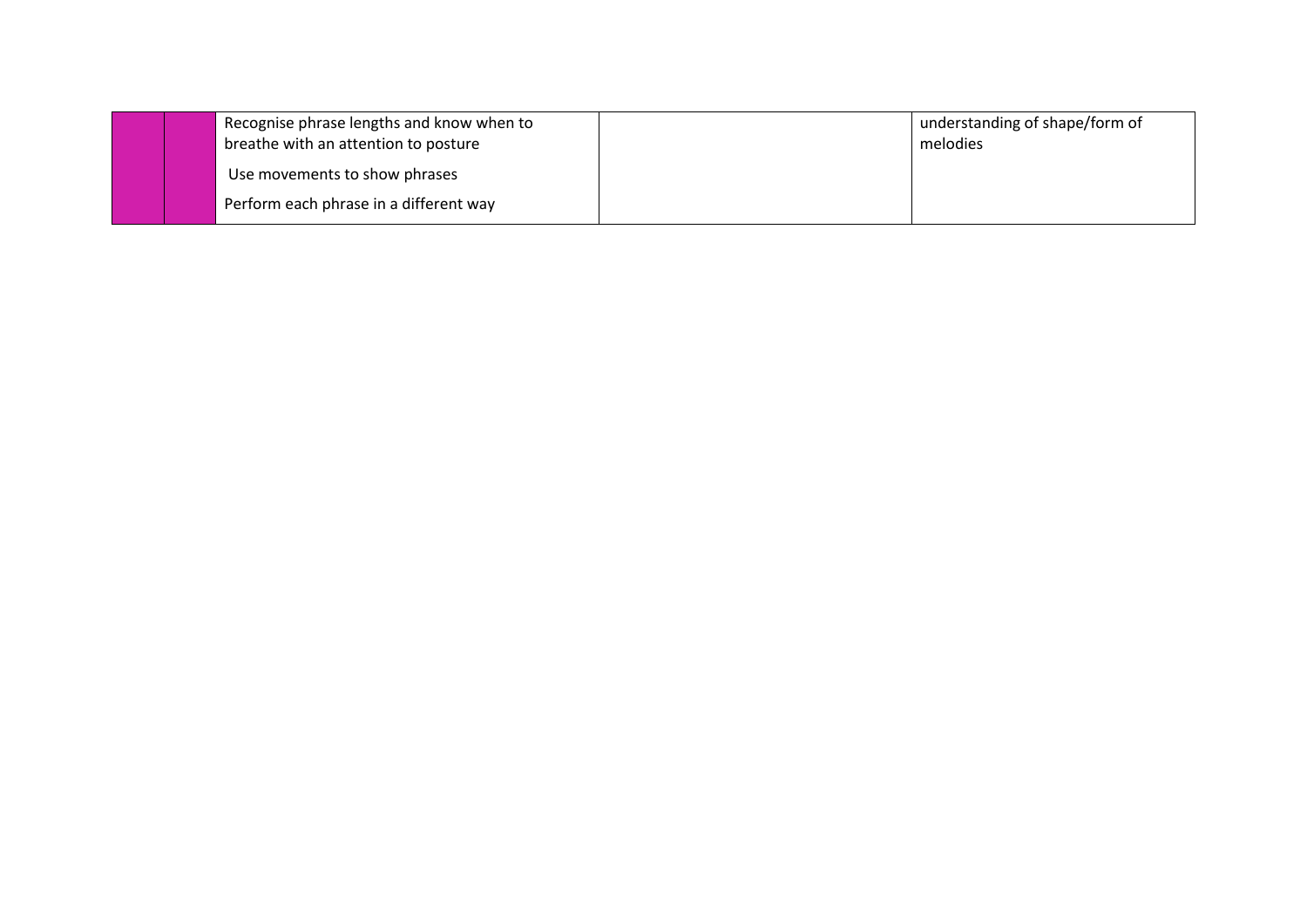|  |  |  |  |  |
|---|---|---|---|---|
|  |  | Recognise phrase lengths and know when to breathe with an attention to posture<br><br>Use movements to show phrases<br><br>Perform each phrase in a different way |  | understanding of shape/form of melodies |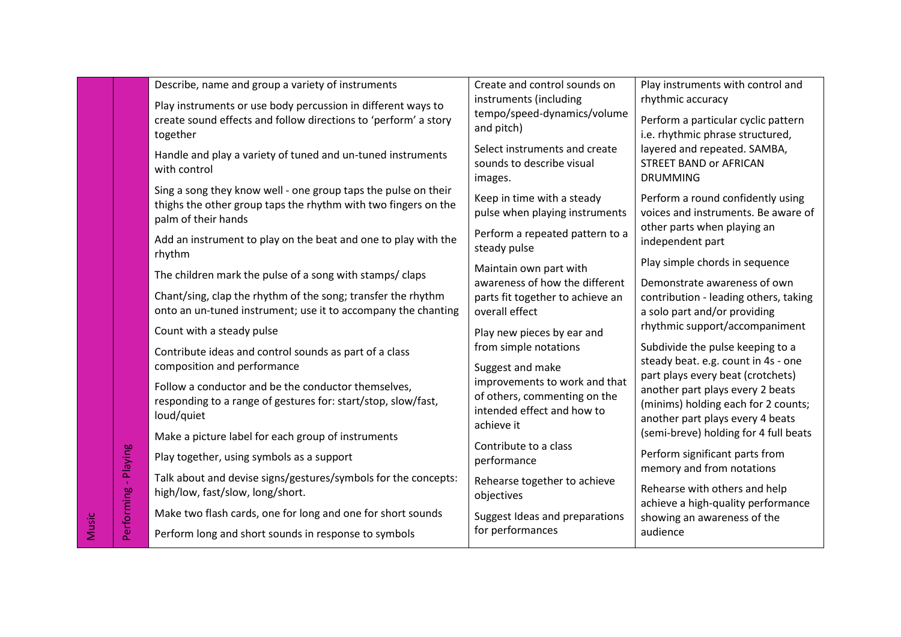| Music | Performing - Playing | Describe, name and group a variety of instruments<br><br>Play instruments or use body percussion in different ways to create sound effects and follow directions to 'perform' a story together<br><br>Handle and play a variety of tuned and un-tuned instruments with control<br><br>Sing a song they know well - one group taps the pulse on their thighs the other group taps the rhythm with two fingers on the palm of their hands<br><br>Add an instrument to play on the beat and one to play with the rhythm<br><br>The children mark the pulse of a song with stamps/ claps<br><br>Chant/sing, clap the rhythm of the song; transfer the rhythm onto an un-tuned instrument; use it to accompany the chanting<br><br>Count with a steady pulse<br><br>Contribute ideas and control sounds as part of a class composition and performance<br><br>Follow a conductor and be the conductor themselves, responding to a range of gestures for: start/stop, slow/fast, loud/quiet<br><br>Make a picture label for each group of instruments<br><br>Play together, using symbols as a support<br><br>Talk about and devise signs/gestures/symbols for the concepts: high/low, fast/slow, long/short.<br><br>Make two flash cards, one for long and one for short sounds<br><br>Perform long and short sounds in response to symbols | Create and control sounds on instruments (including tempo/speed-dynamics/volume and pitch)<br><br>Select instruments and create sounds to describe visual images.<br><br>Keep in time with a steady pulse when playing instruments<br><br>Perform a repeated pattern to a steady pulse<br><br>Maintain own part with awareness of how the different parts fit together to achieve an overall effect<br><br>Play new pieces by ear and from simple notations<br><br>Suggest and make improvements to work and that of others, commenting on the intended effect and how to achieve it<br><br>Contribute to a class performance<br><br>Rehearse together to achieve objectives<br><br>Suggest Ideas and preparations for performances | Play instruments with control and rhythmic accuracy<br><br>Perform a particular cyclic pattern i.e. rhythmic phrase structured, layered and repeated. SAMBA, STREET BAND or AFRICAN DRUMMING<br><br>Perform a round confidently using voices and instruments. Be aware of other parts when playing an independent part<br><br>Play simple chords in sequence<br><br>Demonstrate awareness of own contribution - leading others, taking a solo part and/or providing rhythmic support/accompaniment<br><br>Subdivide the pulse keeping to a steady beat. e.g. count in 4s - one part plays every beat (crotchets) another part plays every 2 beats (minims) holding each for 2 counts; another part plays every 4 beats (semi-breve) holding for 4 full beats<br><br>Perform significant parts from memory and from notations<br><br>Rehearse with others and help achieve a high-quality performance showing an awareness of the audience |
|---|---|---|---|---|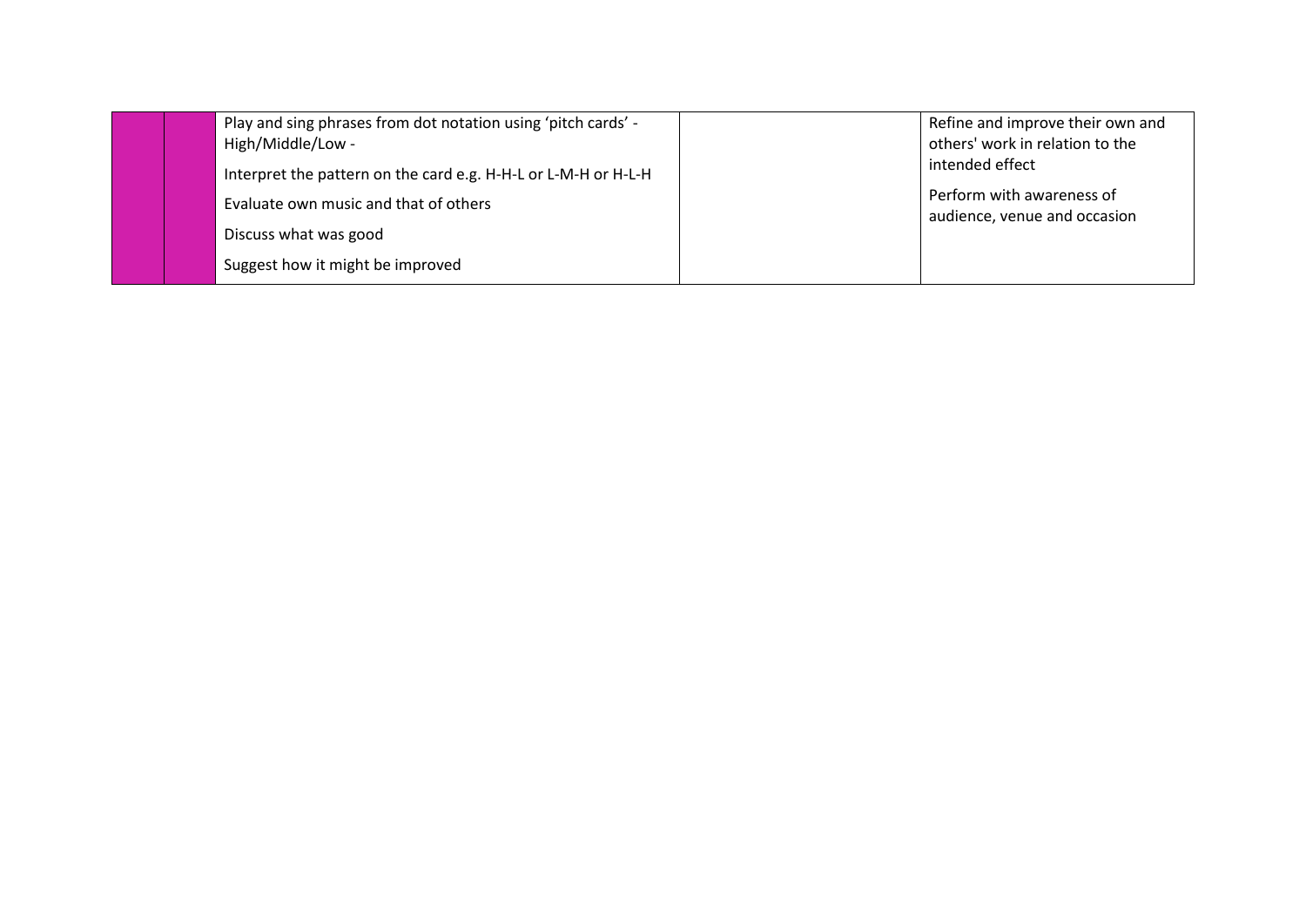|  |  |  |  |  |
|---|---|---|---|---|
|  |  | Play and sing phrases from dot notation using 'pitch cards' - High/Middle/Low -<br><br>Interpret the pattern on the card e.g. H-H-L or L-M-H or H-L-H<br><br>Evaluate own music and that of others<br><br>Discuss what was good<br><br>Suggest how it might be improved |  | Refine and improve their own and others' work in relation to the intended effect<br><br>Perform with awareness of audience, venue and occasion |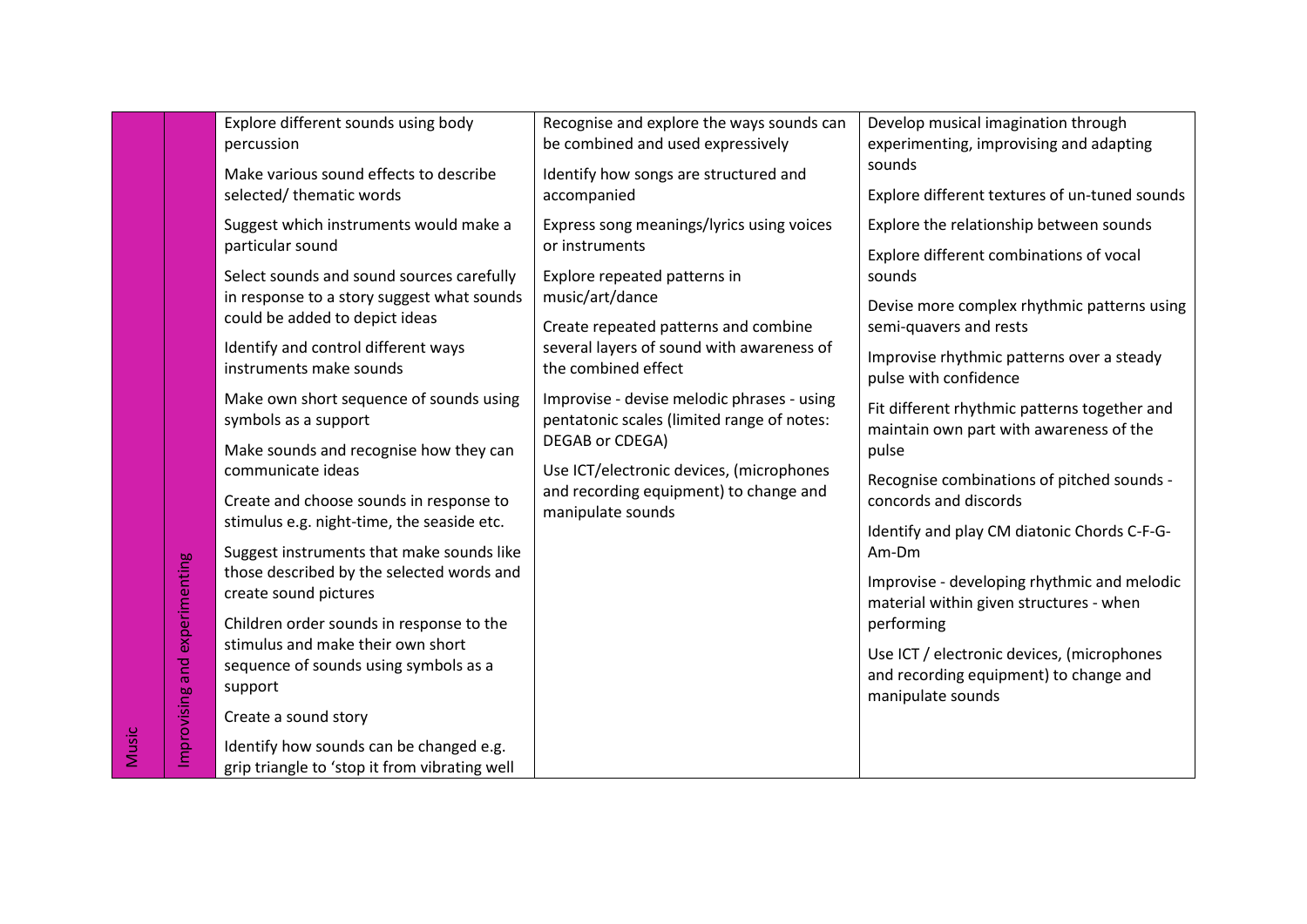| Music | Improvising and experimenting | Explore different sounds using body percussion<br><br>Make various sound effects to describe selected/ thematic words<br><br>Suggest which instruments would make a particular sound<br><br>Select sounds and sound sources carefully in response to a story suggest what sounds could be added to depict ideas<br><br>Identify and control different ways instruments make sounds<br><br>Make own short sequence of sounds using symbols as a support<br><br>Make sounds and recognise how they can communicate ideas<br><br>Create and choose sounds in response to stimulus e.g. night-time, the seaside etc.<br><br>Suggest instruments that make sounds like those described by the selected words and create sound pictures<br><br>Children order sounds in response to the stimulus and make their own short sequence of sounds using symbols as a support<br><br>Create a sound story<br><br>Identify how sounds can be changed e.g. grip triangle to 'stop it from vibrating well | Recognise and explore the ways sounds can be combined and used expressively<br><br>Identify how songs are structured and accompanied<br><br>Express song meanings/lyrics using voices or instruments<br><br>Explore repeated patterns in music/art/dance<br><br>Create repeated patterns and combine several layers of sound with awareness of the combined effect<br><br>Improvise - devise melodic phrases - using pentatonic scales (limited range of notes: DEGAB or CDEGA)<br><br>Use ICT/electronic devices, (microphones and recording equipment) to change and manipulate sounds | Develop musical imagination through experimenting, improvising and adapting sounds<br><br>Explore different textures of un-tuned sounds<br><br>Explore the relationship between sounds<br><br>Explore different combinations of vocal sounds<br><br>Devise more complex rhythmic patterns using semi-quavers and rests<br><br>Improvise rhythmic patterns over a steady pulse with confidence<br><br>Fit different rhythmic patterns together and maintain own part with awareness of the pulse<br><br>Recognise combinations of pitched sounds - concords and discords<br><br>Identify and play CM diatonic Chords C-F-G-Am-Dm<br><br>Improvise - developing rhythmic and melodic material within given structures - when performing<br><br>Use ICT / electronic devices, (microphones and recording equipment) to change and manipulate sounds |
|---|---|---|---|---|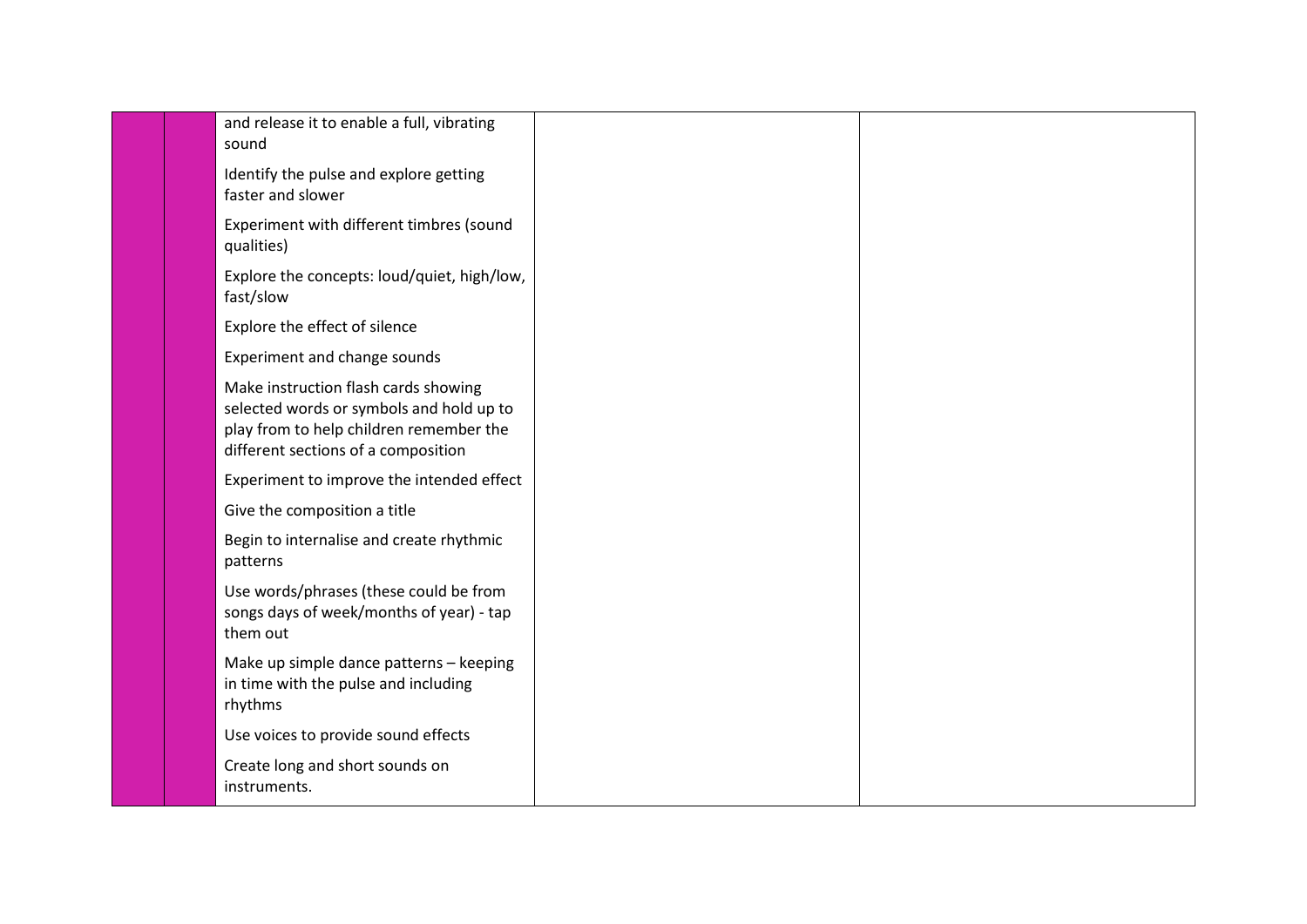|  |  |  |  |  |
|---|---|---|---|---|
|  |  | and release it to enable a full, vibrating sound<br><br>Identify the pulse and explore getting faster and slower<br><br>Experiment with different timbres (sound qualities)<br><br>Explore the concepts: loud/quiet, high/low, fast/slow<br><br>Explore the effect of silence<br><br>Experiment and change sounds<br><br>Make instruction flash cards showing selected words or symbols and hold up to play from to help children remember the different sections of a composition<br><br>Experiment to improve the intended effect<br><br>Give the composition a title<br><br>Begin to internalise and create rhythmic patterns<br><br>Use words/phrases (these could be from songs days of week/months of year) - tap them out<br><br>Make up simple dance patterns – keeping in time with the pulse and including rhythms<br><br>Use voices to provide sound effects<br><br>Create long and short sounds on instruments. |  |  |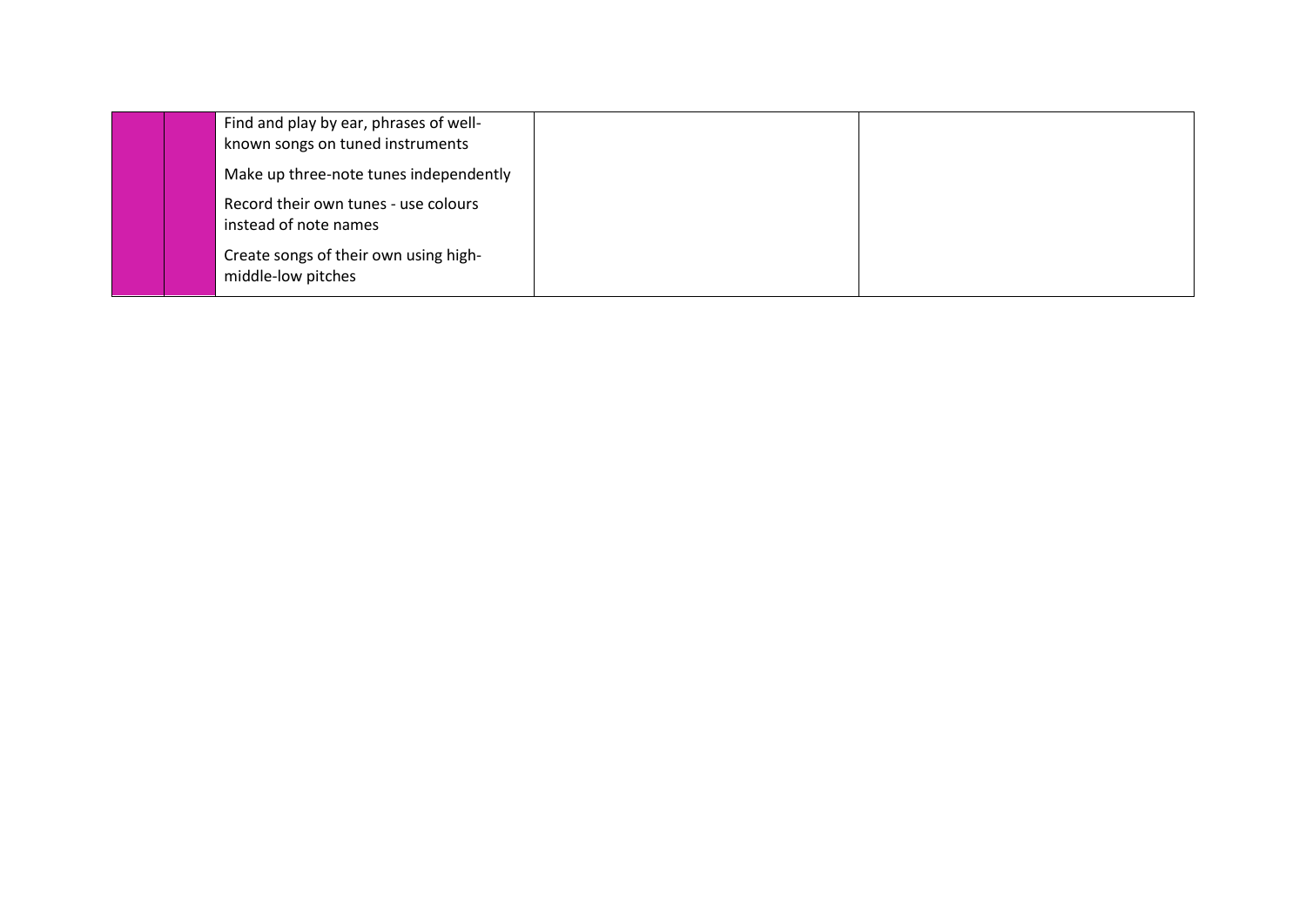|  |  | Find and play by ear, phrases of well-known songs on tuned instruments<br>Make up three-note tunes independently<br>Record their own tunes - use colours instead of note names<br>Create songs of their own using high-middle-low pitches |  |  |
| --- | --- | --- | --- | --- |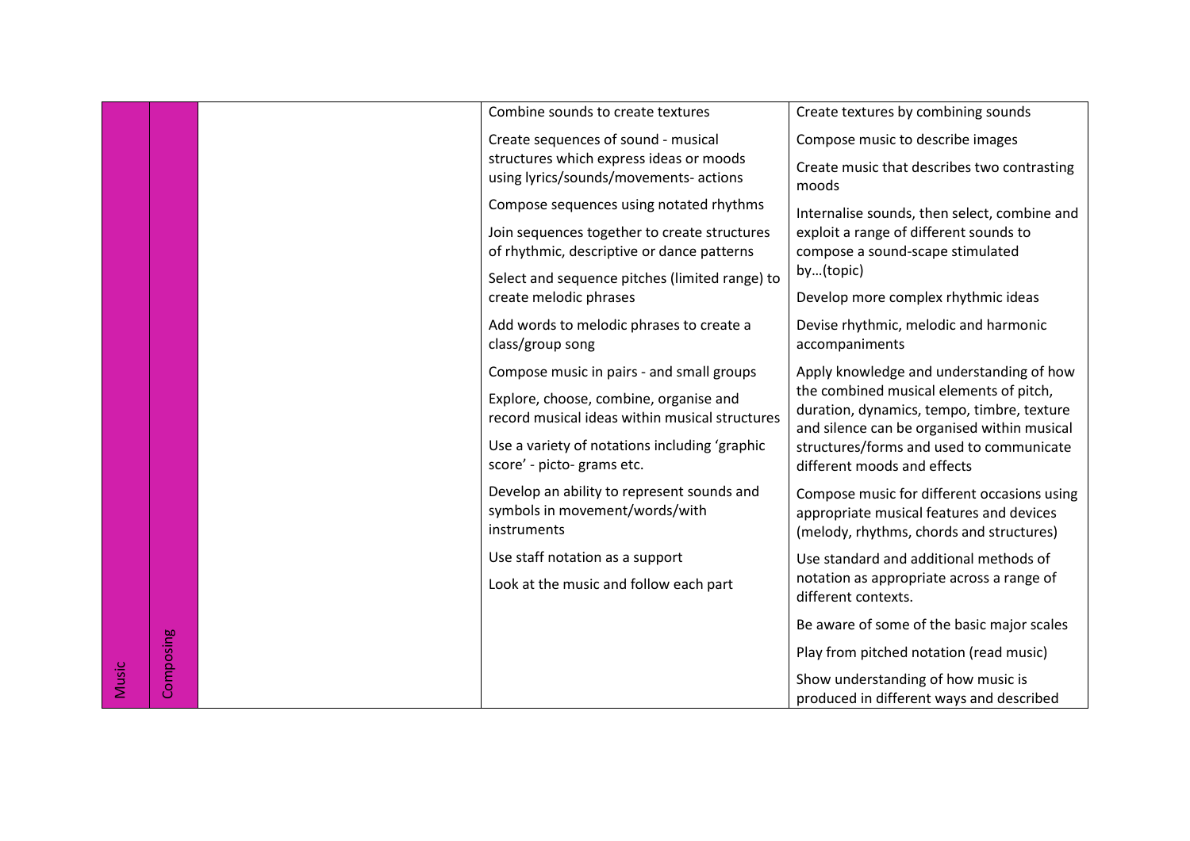| | | | | |
|---|---|---|---|---|
| Music | Composing | | Combine sounds to create textures<br><br>Create sequences of sound - musical structures which express ideas or moods using lyrics/sounds/movements- actions<br><br>Compose sequences using notated rhythms<br><br>Join sequences together to create structures of rhythmic, descriptive or dance patterns<br><br>Select and sequence pitches (limited range) to create melodic phrases<br><br>Add words to melodic phrases to create a class/group song<br><br>Compose music in pairs - and small groups<br><br>Explore, choose, combine, organise and record musical ideas within musical structures<br><br>Use a variety of notations including 'graphic score' - picto- grams etc.<br><br>Develop an ability to represent sounds and symbols in movement/words/with instruments<br><br>Use staff notation as a support<br><br>Look at the music and follow each part | Create textures by combining sounds<br><br>Compose music to describe images<br><br>Create music that describes two contrasting moods<br><br>Internalise sounds, then select, combine and exploit a range of different sounds to compose a sound-scape stimulated by…(topic)<br><br>Develop more complex rhythmic ideas<br><br>Devise rhythmic, melodic and harmonic accompaniments<br><br>Apply knowledge and understanding of how the combined musical elements of pitch, duration, dynamics, tempo, timbre, texture and silence can be organised within musical structures/forms and used to communicate different moods and effects<br><br>Compose music for different occasions using appropriate musical features and devices (melody, rhythms, chords and structures)<br><br>Use standard and additional methods of notation as appropriate across a range of different contexts.<br><br>Be aware of some of the basic major scales<br><br>Play from pitched notation (read music)<br><br>Show understanding of how music is produced in different ways and described |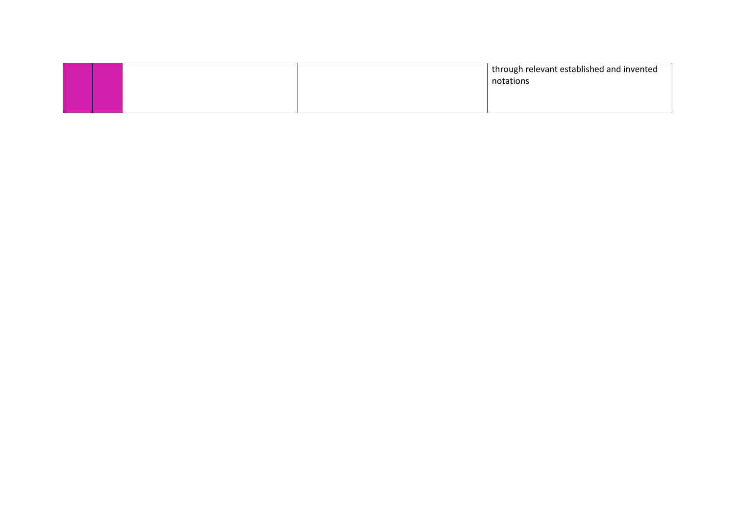| | | | | |
|---|---|---|---|---|
| | | | | through relevant established and invented notations |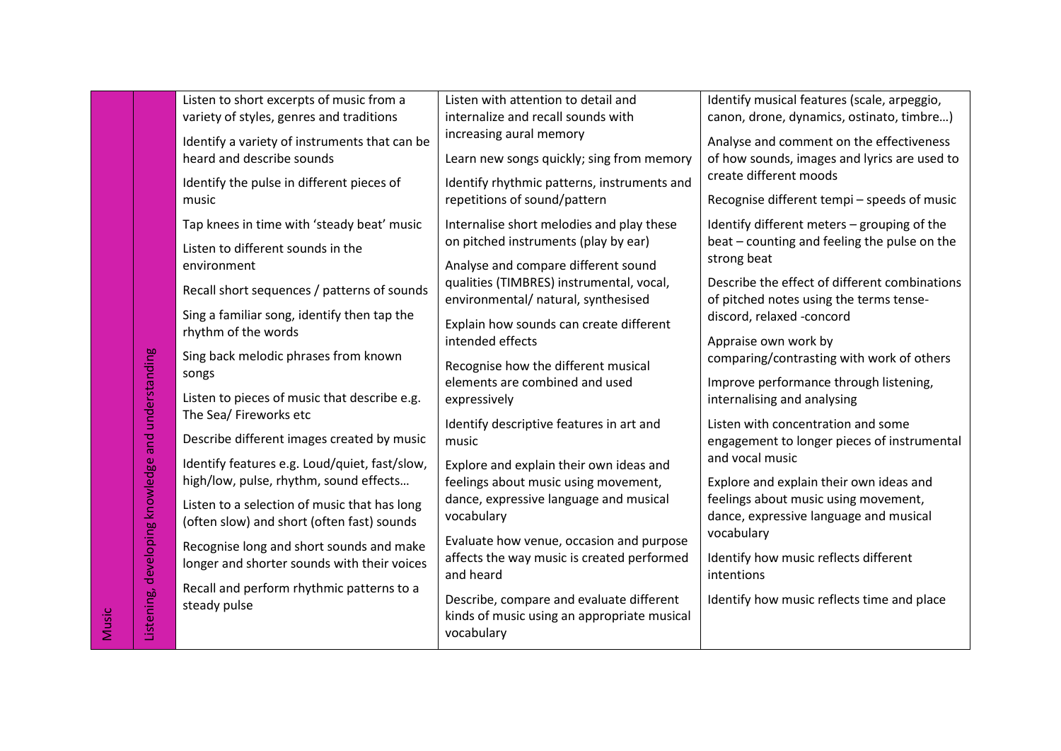| Music | Listening, developing knowledge and understanding | Listen to short excerpts of music from a variety of styles, genres and traditions<br>Identify a variety of instruments that can be heard and describe sounds<br>Identify the pulse in different pieces of music<br>Tap knees in time with 'steady beat' music<br>Listen to different sounds in the environment<br>Recall short sequences / patterns of sounds<br>Sing a familiar song, identify then tap the rhythm of the words<br>Sing back melodic phrases from known songs<br>Listen to pieces of music that describe e.g. The Sea/ Fireworks etc<br>Describe different images created by music<br>Identify features e.g. Loud/quiet, fast/slow, high/low, pulse, rhythm, sound effects…<br>Listen to a selection of music that has long (often slow) and short (often fast) sounds<br>Recognise long and short sounds and make longer and shorter sounds with their voices<br>Recall and perform rhythmic patterns to a steady pulse | Listen with attention to detail and internalize and recall sounds with increasing aural memory<br>Learn new songs quickly; sing from memory<br>Identify rhythmic patterns, instruments and repetitions of sound/pattern<br>Internalise short melodies and play these on pitched instruments (play by ear)<br>Analyse and compare different sound qualities (TIMBRES) instrumental, vocal, environmental/ natural, synthesised<br>Explain how sounds can create different intended effects<br>Recognise how the different musical elements are combined and used expressively<br>Identify descriptive features in art and music<br>Explore and explain their own ideas and feelings about music using movement, dance, expressive language and musical vocabulary<br>Evaluate how venue, occasion and purpose affects the way music is created performed and heard<br>Describe, compare and evaluate different kinds of music using an appropriate musical vocabulary | Identify musical features (scale, arpeggio, canon, drone, dynamics, ostinato, timbre…)<br>Analyse and comment on the effectiveness of how sounds, images and lyrics are used to create different moods<br>Recognise different tempi – speeds of music<br>Identify different meters – grouping of the beat – counting and feeling the pulse on the strong beat<br>Describe the effect of different combinations of pitched notes using the terms tense-discord, relaxed -concord<br>Appraise own work by comparing/contrasting with work of others<br>Improve performance through listening, internalising and analysing<br>Listen with concentration and some engagement to longer pieces of instrumental and vocal music<br>Explore and explain their own ideas and feelings about music using movement, dance, expressive language and musical vocabulary<br>Identify how music reflects different intentions<br>Identify how music reflects time and place |
|---|---|---|---|---|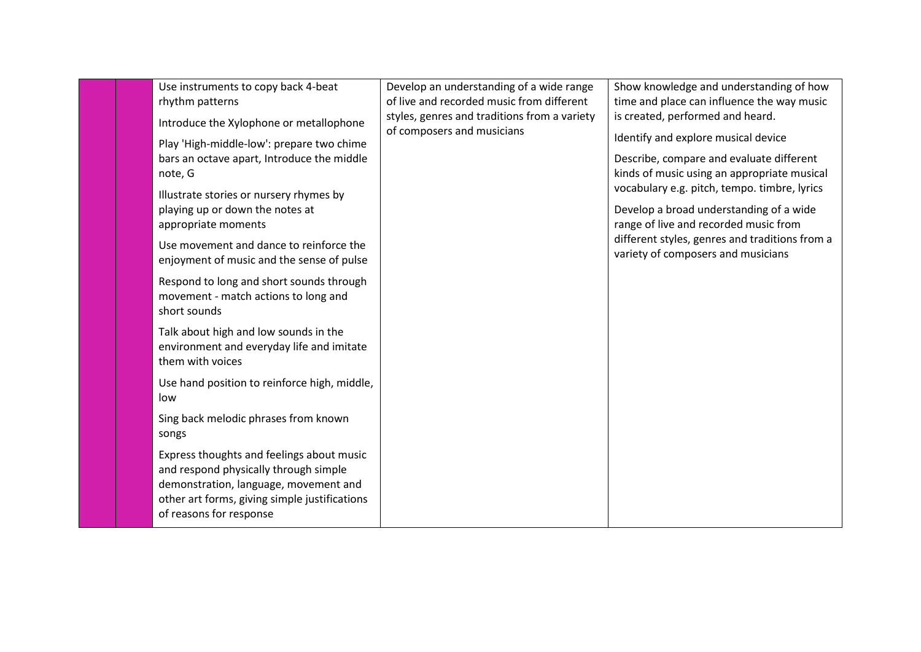| | | | | |
|---|---|---|---|---|
| | | Use instruments to copy back 4-beat rhythm patterns<br><br>Introduce the Xylophone or metallophone<br><br>Play 'High-middle-low': prepare two chime bars an octave apart, Introduce the middle note, G<br><br>Illustrate stories or nursery rhymes by playing up or down the notes at appropriate moments<br><br>Use movement and dance to reinforce the enjoyment of music and the sense of pulse<br><br>Respond to long and short sounds through movement - match actions to long and short sounds<br><br>Talk about high and low sounds in the environment and everyday life and imitate them with voices<br><br>Use hand position to reinforce high, middle, low<br><br>Sing back melodic phrases from known songs<br><br>Express thoughts and feelings about music and respond physically through simple demonstration, language, movement and other art forms, giving simple justifications of reasons for response | Develop an understanding of a wide range of live and recorded music from different styles, genres and traditions from a variety of composers and musicians | Show knowledge and understanding of how time and place can influence the way music is created, performed and heard.<br><br>Identify and explore musical device<br><br>Describe, compare and evaluate different kinds of music using an appropriate musical vocabulary e.g. pitch, tempo. timbre, lyrics<br><br>Develop a broad understanding of a wide range of live and recorded music from different styles, genres and traditions from a variety of composers and musicians |